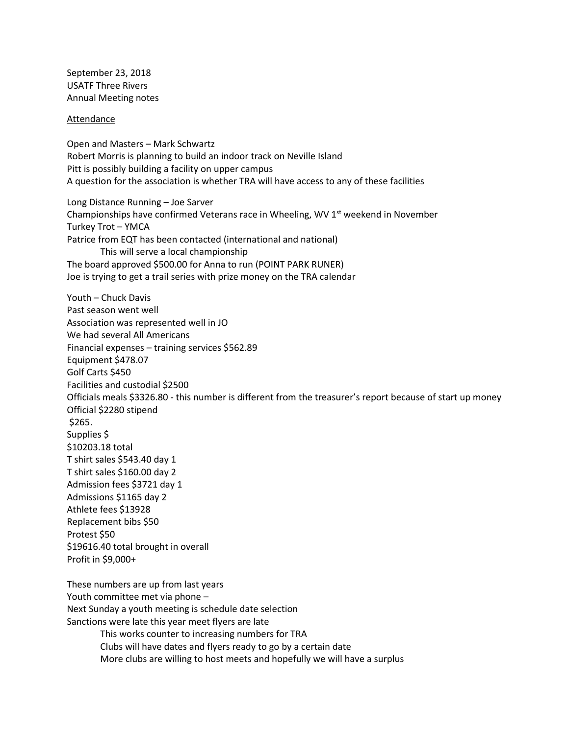September 23, 2018
USATF Three Rivers
Annual Meeting notes

<u>Attendance</u>

Open and Masters – Mark Schwartz
Robert Morris is planning to build an indoor track on Neville Island
Pitt is possibly building a facility on upper campus
A question for the association is whether TRA will have access to any of these facilities

Long Distance Running – Joe Sarver
Championships have confirmed Veterans race in Wheeling, WV 1st weekend in November
Turkey Trot – YMCA
Patrice from EQT has been contacted (international and national)
    This will serve a local championship
The board approved $500.00 for Anna to run (POINT PARK RUNER)
Joe is trying to get a trail series with prize money on the TRA calendar

Youth – Chuck Davis
Past season went well
Association was represented well in JO
We had several All Americans
Financial expenses – training services $562.89
Equipment $478.07
Golf Carts $450
Facilities and custodial $2500
Officials meals $3326.80 - this number is different from the treasurer's report because of start up money
Official $2280 stipend
$265.
Supplies $
$10203.18 total
T shirt sales $543.40 day 1
T shirt sales $160.00 day 2
Admission fees $3721 day 1
Admissions $1165 day 2
Athlete fees $13928
Replacement bibs $50
Protest $50
$19616.40 total brought in overall
Profit in $9,000+

These numbers are up from last years
Youth committee met via phone –
Next Sunday a youth meeting is schedule date selection
Sanctions were late this year meet flyers are late
    This works counter to increasing numbers for TRA
    Clubs will have dates and flyers ready to go by a certain date
    More clubs are willing to host meets and hopefully we will have a surplus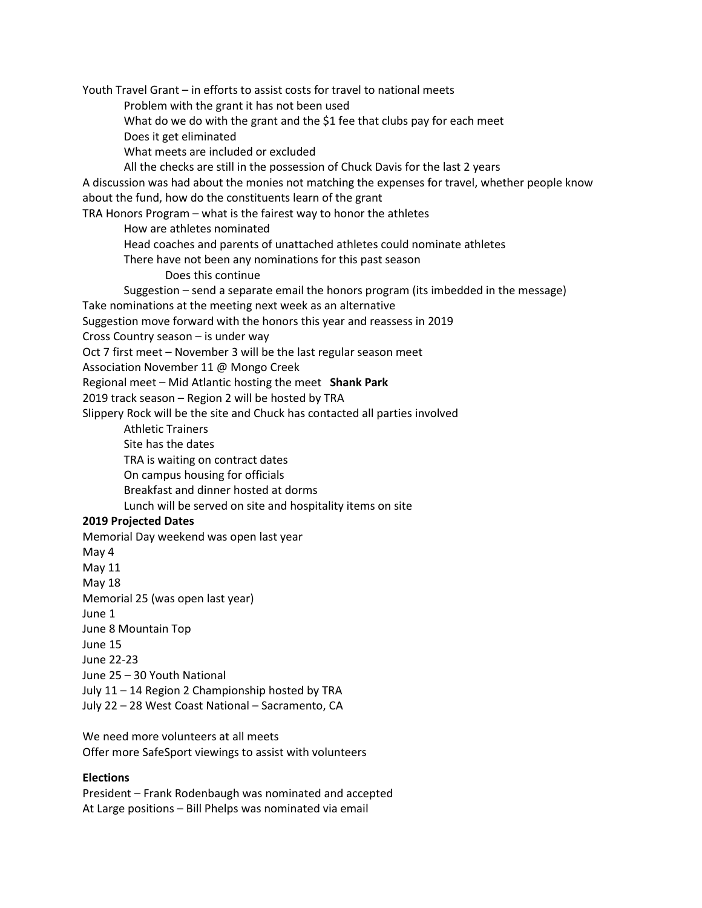Youth Travel Grant – in efforts to assist costs for travel to national meets

- Problem with the grant it has not been used
- What do we do with the grant and the $1 fee that clubs pay for each meet
- Does it get eliminated
- What meets are included or excluded
- All the checks are still in the possession of Chuck Davis for the last 2 years

A discussion was had about the monies not matching the expenses for travel, whether people know about the fund, how do the constituents learn of the grant

TRA Honors Program – what is the fairest way to honor the athletes

- How are athletes nominated
- Head coaches and parents of unattached athletes could nominate athletes
- There have not been any nominations for this past season
  - Does this continue
- Suggestion – send a separate email the honors program (its imbedded in the message)

Take nominations at the meeting next week as an alternative

Suggestion move forward with the honors this year and reassess in 2019

Cross Country season – is under way

Oct 7 first meet – November 3 will be the last regular season meet

Association November 11 @ Mongo Creek

Regional meet – Mid Atlantic hosting the meet **Shank Park**

2019 track season – Region 2 will be hosted by TRA

Slippery Rock will be the site and Chuck has contacted all parties involved

- Athletic Trainers
- Site has the dates
- TRA is waiting on contract dates
- On campus housing for officials
- Breakfast and dinner hosted at dorms
- Lunch will be served on site and hospitality items on site

**2019 Projected Dates**

Memorial Day weekend was open last year

May 4

May 11

May 18

Memorial 25 (was open last year)

June 1

June 8 Mountain Top

June 15

June 22-23

June 25 – 30 Youth National

July 11 – 14 Region 2 Championship hosted by TRA

July 22 – 28 West Coast National – Sacramento, CA

We need more volunteers at all meets

Offer more SafeSport viewings to assist with volunteers

**Elections**

President – Frank Rodenbaugh was nominated and accepted

At Large positions – Bill Phelps was nominated via email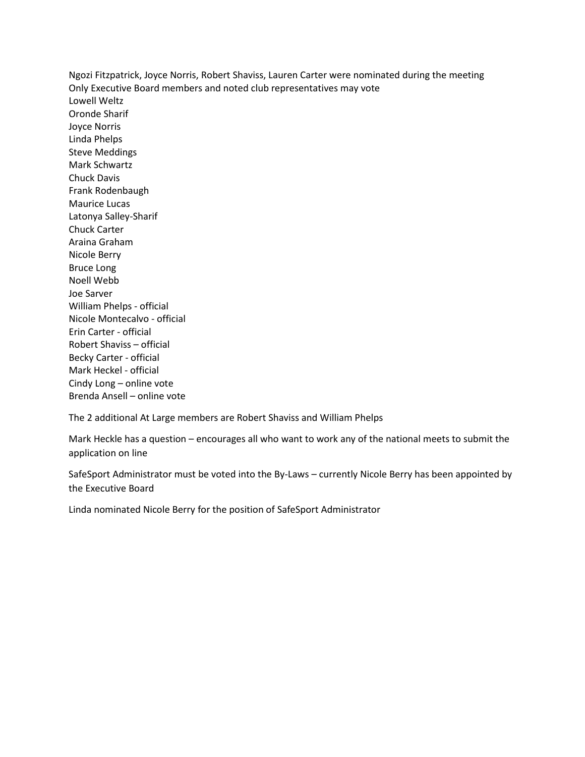Ngozi Fitzpatrick, Joyce Norris, Robert Shaviss, Lauren Carter were nominated during the meeting
Only Executive Board members and noted club representatives may vote
Lowell Weltz
Oronde Sharif
Joyce Norris
Linda Phelps
Steve Meddings
Mark Schwartz
Chuck Davis
Frank Rodenbaugh
Maurice Lucas
Latonya Salley-Sharif
Chuck Carter
Araina Graham
Nicole Berry
Bruce Long
Noell Webb
Joe Sarver
William Phelps - official
Nicole Montecalvo - official
Erin Carter - official
Robert Shaviss – official
Becky Carter - official
Mark Heckel - official
Cindy Long – online vote
Brenda Ansell – online vote

The 2 additional At Large members are Robert Shaviss and William Phelps

Mark Heckle has a question – encourages all who want to work any of the national meets to submit the application on line

SafeSport Administrator must be voted into the By-Laws – currently Nicole Berry has been appointed by the Executive Board

Linda nominated Nicole Berry for the position of SafeSport Administrator